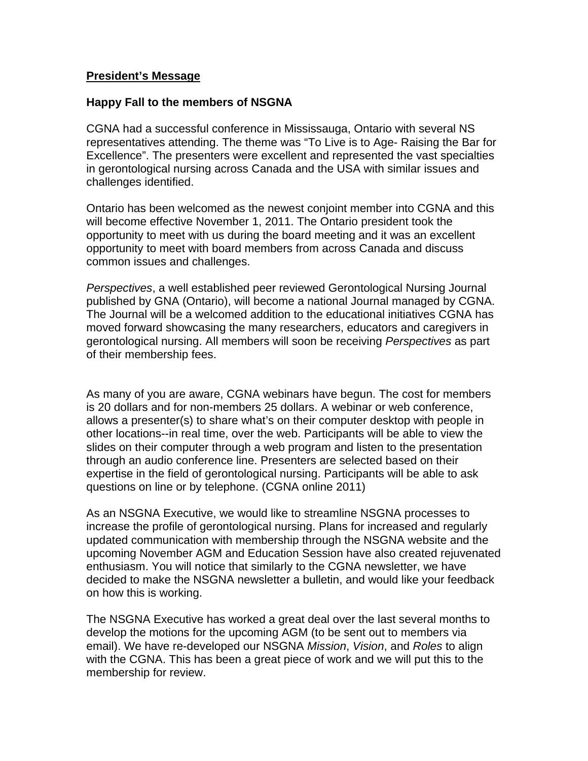## **President's Message**

### Happy Fall to the members of NSGNA

CGNA had a successful conference in Mississauga, Ontario with several NS representatives attending. The theme was "To Live is to Age- Raising the Bar for Excellence". The presenters were excellent and represented the vast specialties in gerontological nursing across Canada and the USA with similar issues and challenges identified.

Ontario has been welcomed as the newest conjoint member into CGNA and this will become effective November 1, 2011. The Ontario president took the opportunity to meet with us during the board meeting and it was an excellent opportunity to meet with board members from across Canada and discuss common issues and challenges.

*Perspectives*, a well established peer reviewed Gerontological Nursing Journal published by GNA (Ontario), will become a national Journal managed by CGNA. The Journal will be a welcomed addition to the educational initiatives CGNA has moved forward showcasing the many researchers, educators and caregivers in gerontological nursing. All members will soon be receiving *Perspectives* as part of their membership fees.

As many of you are aware, CGNA webinars have begun. The cost for members is 20 dollars and for non-members 25 dollars. A webinar or web conference, allows a presenter(s) to share what's on their computer desktop with people in other locations--in real time, over the web. Participants will be able to view the slides on their computer through a web program and listen to the presentation through an audio conference line. Presenters are selected based on their expertise in the field of gerontological nursing. Participants will be able to ask questions on line or by telephone. (CGNA online 2011)

As an NSGNA Executive, we would like to streamline NSGNA processes to increase the profile of gerontological nursing. Plans for increased and regularly updated communication with membership through the NSGNA website and the upcoming November AGM and Education Session have also created rejuvenated enthusiasm. You will notice that similarly to the CGNA newsletter, we have decided to make the NSGNA newsletter a bulletin, and would like your feedback on how this is working.

The NSGNA Executive has worked a great deal over the last several months to develop the motions for the upcoming AGM (to be sent out to members via email). We have re-developed our NSGNA *Mission*, *Vision*, and *Roles* to align with the CGNA. This has been a great piece of work and we will put this to the membership for review.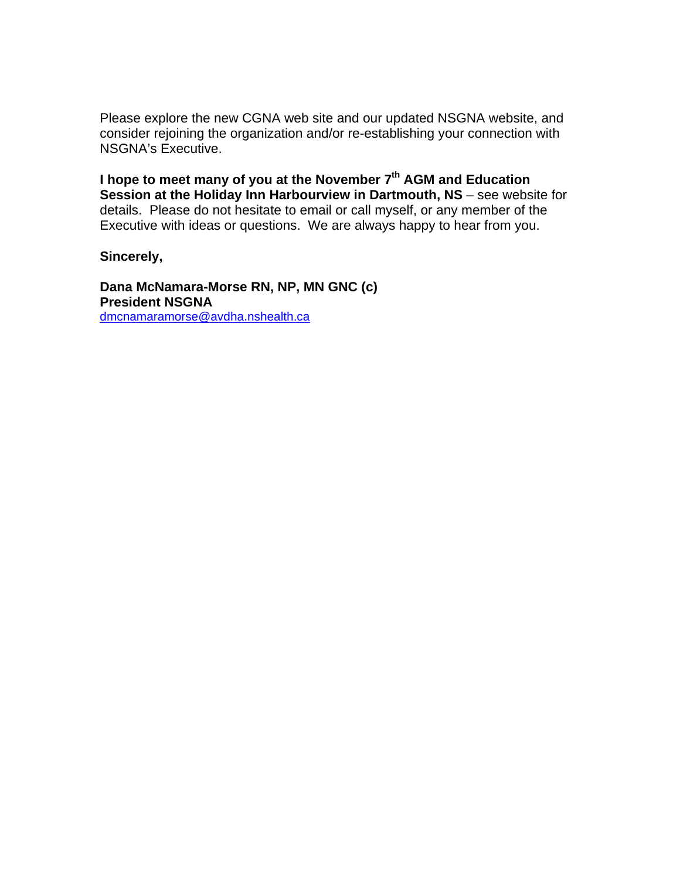Please explore the new CGNA web site and our updated NSGNA website, and consider rejoining the organization and/or re-establishing your connection with NSGNA's Executive.

**I hope to meet many of you at the November 7th AGM and Education Session at the Holiday Inn Harbourview in Dartmouth, NS** – see website for details. Please do not hesitate to email or call myself, or any member of the Executive with ideas or questions. We are always happy to hear from you.

**Sincerely,**

**Dana McNamara-Morse RN, NP, MN GNC (c)**
**President NSGNA**
dmcnamaramorse@avdha.nshealth.ca